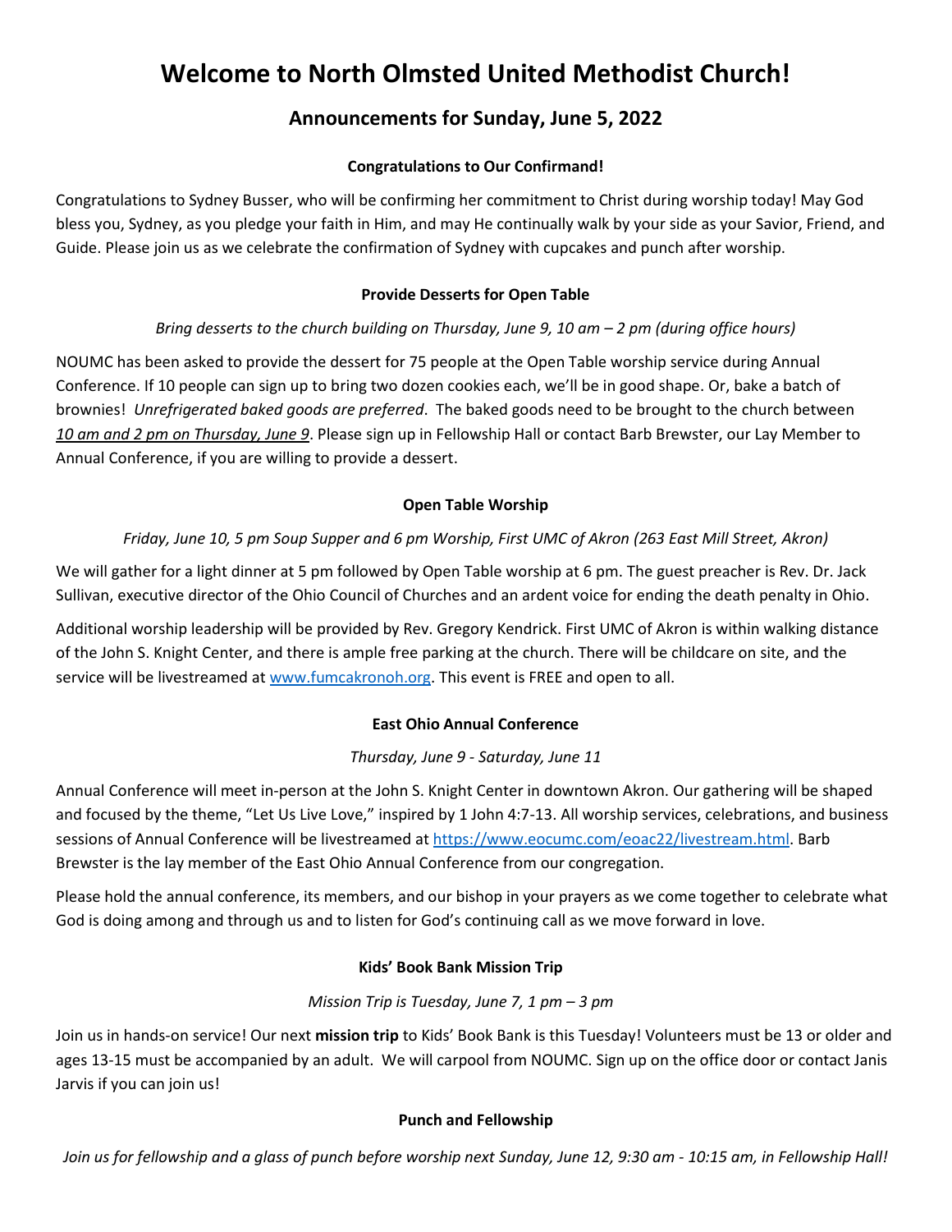# Welcome to North Olmsted United Methodist Church!

## Announcements for Sunday, June 5, 2022

### Congratulations to Our Confirmand!

Congratulations to Sydney Busser, who will be confirming her commitment to Christ during worship today! May God bless you, Sydney, as you pledge your faith in Him, and may He continually walk by your side as your Savior, Friend, and Guide. Please join us as we celebrate the confirmation of Sydney with cupcakes and punch after worship.

### Provide Desserts for Open Table

*Bring desserts to the church building on Thursday, June 9, 10 am – 2 pm (during office hours)*

NOUMC has been asked to provide the dessert for 75 people at the Open Table worship service during Annual Conference. If 10 people can sign up to bring two dozen cookies each, we'll be in good shape. Or, bake a batch of brownies! *Unrefrigerated baked goods are preferred*. The baked goods need to be brought to the church between *10 am and 2 pm on Thursday, June 9*. Please sign up in Fellowship Hall or contact Barb Brewster, our Lay Member to Annual Conference, if you are willing to provide a dessert.

### Open Table Worship

*Friday, June 10, 5 pm Soup Supper and 6 pm Worship, First UMC of Akron (263 East Mill Street, Akron)*

We will gather for a light dinner at 5 pm followed by Open Table worship at 6 pm. The guest preacher is Rev. Dr. Jack Sullivan, executive director of the Ohio Council of Churches and an ardent voice for ending the death penalty in Ohio.

Additional worship leadership will be provided by Rev. Gregory Kendrick. First UMC of Akron is within walking distance of the John S. Knight Center, and there is ample free parking at the church. There will be childcare on site, and the service will be livestreamed at www.fumcakronoh.org. This event is FREE and open to all.

### East Ohio Annual Conference

*Thursday, June 9 - Saturday, June 11*

Annual Conference will meet in-person at the John S. Knight Center in downtown Akron. Our gathering will be shaped and focused by the theme, "Let Us Live Love," inspired by 1 John 4:7-13. All worship services, celebrations, and business sessions of Annual Conference will be livestreamed at https://www.eocumc.com/eoac22/livestream.html. Barb Brewster is the lay member of the East Ohio Annual Conference from our congregation.

Please hold the annual conference, its members, and our bishop in your prayers as we come together to celebrate what God is doing among and through us and to listen for God's continuing call as we move forward in love.

### Kids' Book Bank Mission Trip

*Mission Trip is Tuesday, June 7, 1 pm – 3 pm*

Join us in hands-on service! Our next **mission trip** to Kids' Book Bank is this Tuesday! Volunteers must be 13 or older and ages 13-15 must be accompanied by an adult. We will carpool from NOUMC. Sign up on the office door or contact Janis Jarvis if you can join us!

### Punch and Fellowship

*Join us for fellowship and a glass of punch before worship next Sunday, June 12, 9:30 am - 10:15 am, in Fellowship Hall!*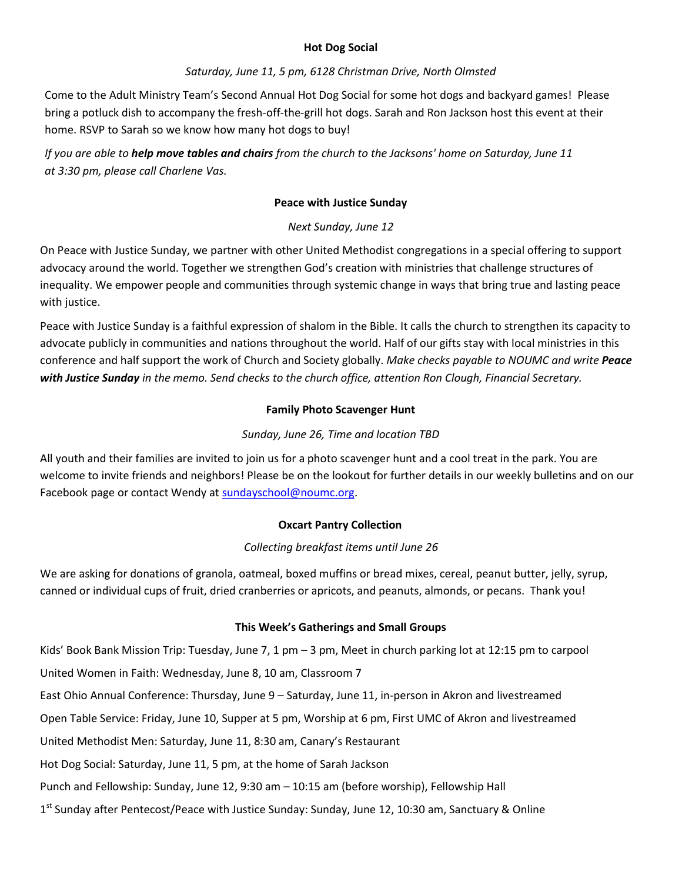### Hot Dog Social

*Saturday, June 11, 5 pm, 6128 Christman Drive, North Olmsted*

Come to the Adult Ministry Team's Second Annual Hot Dog Social for some hot dogs and backyard games! Please bring a potluck dish to accompany the fresh-off-the-grill hot dogs. Sarah and Ron Jackson host this event at their home. RSVP to Sarah so we know how many hot dogs to buy!

*If you are able to **help move tables and chairs** from the church to the Jacksons' home on Saturday, June 11 at 3:30 pm, please call Charlene Vas.*

### Peace with Justice Sunday

*Next Sunday, June 12*

On Peace with Justice Sunday, we partner with other United Methodist congregations in a special offering to support advocacy around the world. Together we strengthen God's creation with ministries that challenge structures of inequality. We empower people and communities through systemic change in ways that bring true and lasting peace with justice.

Peace with Justice Sunday is a faithful expression of shalom in the Bible. It calls the church to strengthen its capacity to advocate publicly in communities and nations throughout the world. Half of our gifts stay with local ministries in this conference and half support the work of Church and Society globally. *Make checks payable to NOUMC and write **Peace with Justice Sunday** in the memo. Send checks to the church office, attention Ron Clough, Financial Secretary.*

### Family Photo Scavenger Hunt

*Sunday, June 26, Time and location TBD*

All youth and their families are invited to join us for a photo scavenger hunt and a cool treat in the park. You are welcome to invite friends and neighbors! Please be on the lookout for further details in our weekly bulletins and on our Facebook page or contact Wendy at sundayschool@noumc.org.

### Oxcart Pantry Collection

*Collecting breakfast items until June 26*

We are asking for donations of granola, oatmeal, boxed muffins or bread mixes, cereal, peanut butter, jelly, syrup, canned or individual cups of fruit, dried cranberries or apricots, and peanuts, almonds, or pecans. Thank you!

### This Week's Gatherings and Small Groups

Kids' Book Bank Mission Trip: Tuesday, June 7, 1 pm – 3 pm, Meet in church parking lot at 12:15 pm to carpool

United Women in Faith: Wednesday, June 8, 10 am, Classroom 7

East Ohio Annual Conference: Thursday, June 9 – Saturday, June 11, in-person in Akron and livestreamed

Open Table Service: Friday, June 10, Supper at 5 pm, Worship at 6 pm, First UMC of Akron and livestreamed

United Methodist Men: Saturday, June 11, 8:30 am, Canary's Restaurant

Hot Dog Social: Saturday, June 11, 5 pm, at the home of Sarah Jackson

Punch and Fellowship: Sunday, June 12, 9:30 am – 10:15 am (before worship), Fellowship Hall

1st Sunday after Pentecost/Peace with Justice Sunday: Sunday, June 12, 10:30 am, Sanctuary & Online